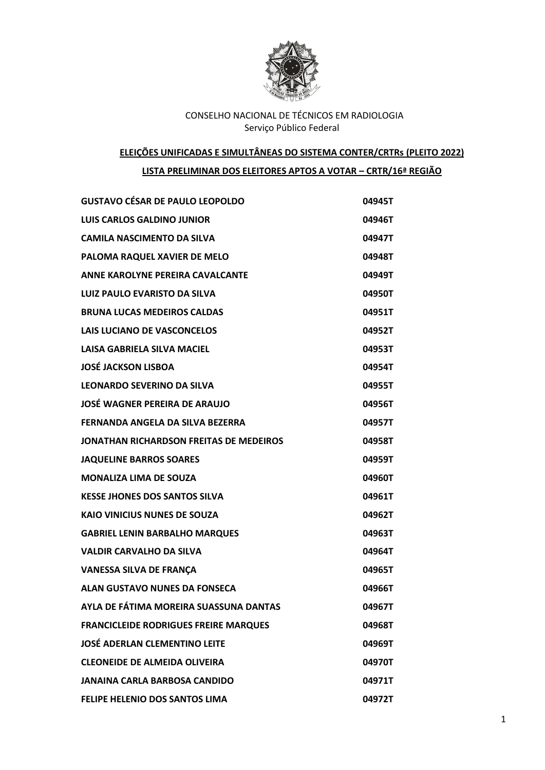CONSELHO NACIONAL DE TÉCNICOS EM RADIOLOGIA
Serviço Público Federal

**ELEIÇÕES UNIFICADAS E SIMULTÂNEAS DO SISTEMA CONTER/CRTRs (PLEITO 2022)**

**LISTA PRELIMINAR DOS ELEITORES APTOS A VOTAR – CRTR/16ª REGIÃO**

| | |
|---|---|
| GUSTAVO CÉSAR DE PAULO LEOPOLDO | 04945T |
| LUIS CARLOS GALDINO JUNIOR | 04946T |
| CAMILA NASCIMENTO DA SILVA | 04947T |
| PALOMA RAQUEL XAVIER DE MELO | 04948T |
| ANNE KAROLYNE PEREIRA CAVALCANTE | 04949T |
| LUIZ PAULO EVARISTO DA SILVA | 04950T |
| BRUNA LUCAS MEDEIROS CALDAS | 04951T |
| LAIS LUCIANO DE VASCONCELOS | 04952T |
| LAISA GABRIELA SILVA MACIEL | 04953T |
| JOSÉ JACKSON LISBOA | 04954T |
| LEONARDO SEVERINO DA SILVA | 04955T |
| JOSÉ WAGNER PEREIRA DE ARAUJO | 04956T |
| FERNANDA ANGELA DA SILVA BEZERRA | 04957T |
| JONATHAN RICHARDSON FREITAS DE MEDEIROS | 04958T |
| JAQUELINE BARROS SOARES | 04959T |
| MONALIZA LIMA DE SOUZA | 04960T |
| KESSE JHONES DOS SANTOS SILVA | 04961T |
| KAIO VINICIUS NUNES DE SOUZA | 04962T |
| GABRIEL LENIN BARBALHO MARQUES | 04963T |
| VALDIR CARVALHO DA SILVA | 04964T |
| VANESSA SILVA DE FRANÇA | 04965T |
| ALAN GUSTAVO NUNES DA FONSECA | 04966T |
| AYLA DE FÁTIMA MOREIRA SUASSUNA DANTAS | 04967T |
| FRANCICLEIDE RODRIGUES FREIRE MARQUES | 04968T |
| JOSÉ ADERLAN CLEMENTINO LEITE | 04969T |
| CLEONEIDE DE ALMEIDA OLIVEIRA | 04970T |
| JANAINA CARLA BARBOSA CANDIDO | 04971T |
| FELIPE HELENIO DOS SANTOS LIMA | 04972T |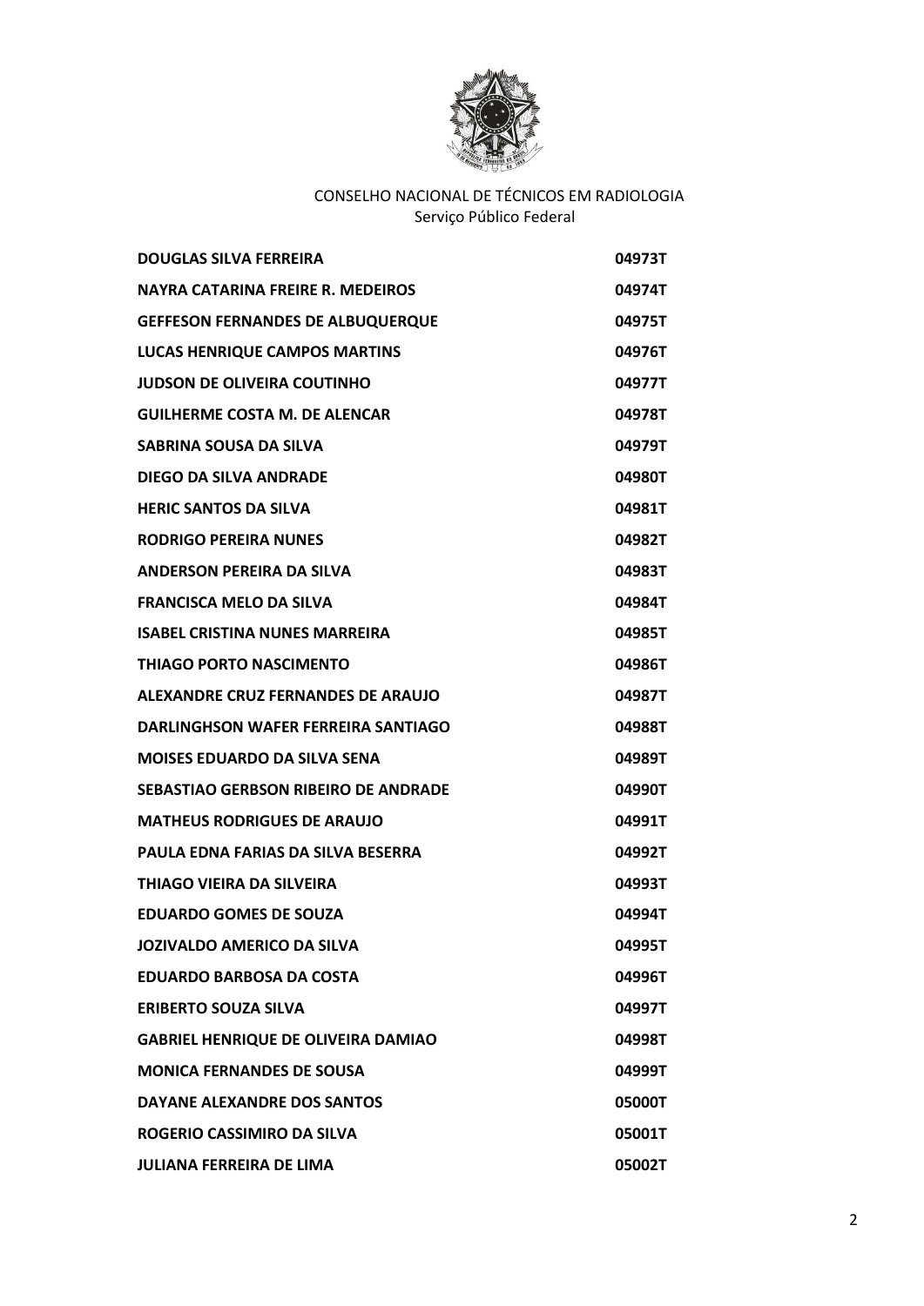CONSELHO NACIONAL DE TÉCNICOS EM RADIOLOGIA
Serviço Público Federal

| | |
|---|---|
| **DOUGLAS SILVA FERREIRA** | **04973T** |
| **NAYRA CATARINA FREIRE R. MEDEIROS** | **04974T** |
| **GEFFESON FERNANDES DE ALBUQUERQUE** | **04975T** |
| **LUCAS HENRIQUE CAMPOS MARTINS** | **04976T** |
| **JUDSON DE OLIVEIRA COUTINHO** | **04977T** |
| **GUILHERME COSTA M. DE ALENCAR** | **04978T** |
| **SABRINA SOUSA DA SILVA** | **04979T** |
| **DIEGO DA SILVA ANDRADE** | **04980T** |
| **HERIC SANTOS DA SILVA** | **04981T** |
| **RODRIGO PEREIRA NUNES** | **04982T** |
| **ANDERSON PEREIRA DA SILVA** | **04983T** |
| **FRANCISCA MELO DA SILVA** | **04984T** |
| **ISABEL CRISTINA NUNES MARREIRA** | **04985T** |
| **THIAGO PORTO NASCIMENTO** | **04986T** |
| **ALEXANDRE CRUZ FERNANDES DE ARAUJO** | **04987T** |
| **DARLINGHSON WAFER FERREIRA SANTIAGO** | **04988T** |
| **MOISES EDUARDO DA SILVA SENA** | **04989T** |
| **SEBASTIAO GERBSON RIBEIRO DE ANDRADE** | **04990T** |
| **MATHEUS RODRIGUES DE ARAUJO** | **04991T** |
| **PAULA EDNA FARIAS DA SILVA BESERRA** | **04992T** |
| **THIAGO VIEIRA DA SILVEIRA** | **04993T** |
| **EDUARDO GOMES DE SOUZA** | **04994T** |
| **JOZIVALDO AMERICO DA SILVA** | **04995T** |
| **EDUARDO BARBOSA DA COSTA** | **04996T** |
| **ERIBERTO SOUZA SILVA** | **04997T** |
| **GABRIEL HENRIQUE DE OLIVEIRA DAMIAO** | **04998T** |
| **MONICA FERNANDES DE SOUSA** | **04999T** |
| **DAYANE ALEXANDRE DOS SANTOS** | **05000T** |
| **ROGERIO CASSIMIRO DA SILVA** | **05001T** |
| **JULIANA FERREIRA DE LIMA** | **05002T** |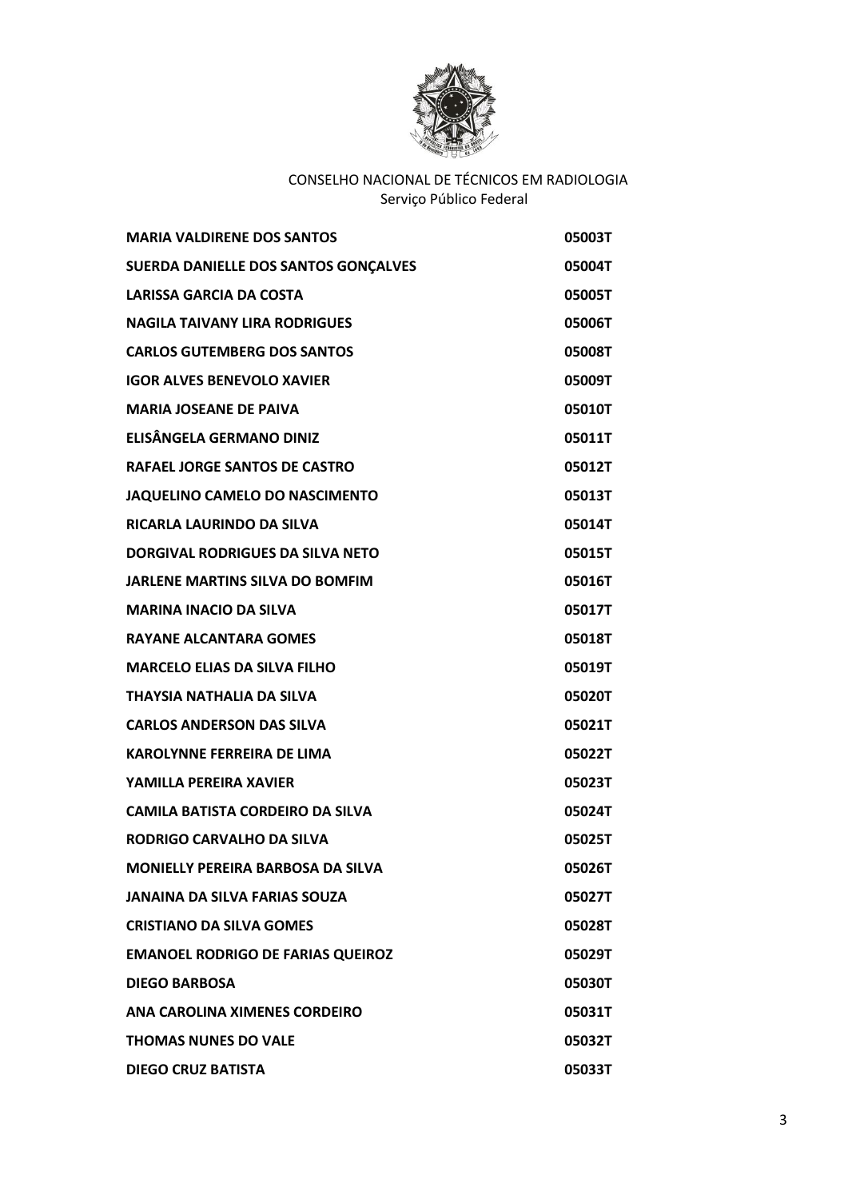CONSELHO NACIONAL DE TÉCNICOS EM RADIOLOGIA
Serviço Público Federal

| | |
|---|---|
| **MARIA VALDIRENE DOS SANTOS** | **05003T** |
| **SUERDA DANIELLE DOS SANTOS GONÇALVES** | **05004T** |
| **LARISSA GARCIA DA COSTA** | **05005T** |
| **NAGILA TAIVANY LIRA RODRIGUES** | **05006T** |
| **CARLOS GUTEMBERG DOS SANTOS** | **05008T** |
| **IGOR ALVES BENEVOLO XAVIER** | **05009T** |
| **MARIA JOSEANE DE PAIVA** | **05010T** |
| **ELISÂNGELA GERMANO DINIZ** | **05011T** |
| **RAFAEL JORGE SANTOS DE CASTRO** | **05012T** |
| **JAQUELINO CAMELO DO NASCIMENTO** | **05013T** |
| **RICARLA LAURINDO DA SILVA** | **05014T** |
| **DORGIVAL RODRIGUES DA SILVA NETO** | **05015T** |
| **JARLENE MARTINS SILVA DO BOMFIM** | **05016T** |
| **MARINA INACIO DA SILVA** | **05017T** |
| **RAYANE ALCANTARA GOMES** | **05018T** |
| **MARCELO ELIAS DA SILVA FILHO** | **05019T** |
| **THAYSIA NATHALIA DA SILVA** | **05020T** |
| **CARLOS ANDERSON DAS SILVA** | **05021T** |
| **KAROLYNNE FERREIRA DE LIMA** | **05022T** |
| **YAMILLA PEREIRA XAVIER** | **05023T** |
| **CAMILA BATISTA CORDEIRO DA SILVA** | **05024T** |
| **RODRIGO CARVALHO DA SILVA** | **05025T** |
| **MONIELLY PEREIRA BARBOSA DA SILVA** | **05026T** |
| **JANAINA DA SILVA FARIAS SOUZA** | **05027T** |
| **CRISTIANO DA SILVA GOMES** | **05028T** |
| **EMANOEL RODRIGO DE FARIAS QUEIROZ** | **05029T** |
| **DIEGO BARBOSA** | **05030T** |
| **ANA CAROLINA XIMENES CORDEIRO** | **05031T** |
| **THOMAS NUNES DO VALE** | **05032T** |
| **DIEGO CRUZ BATISTA** | **05033T** |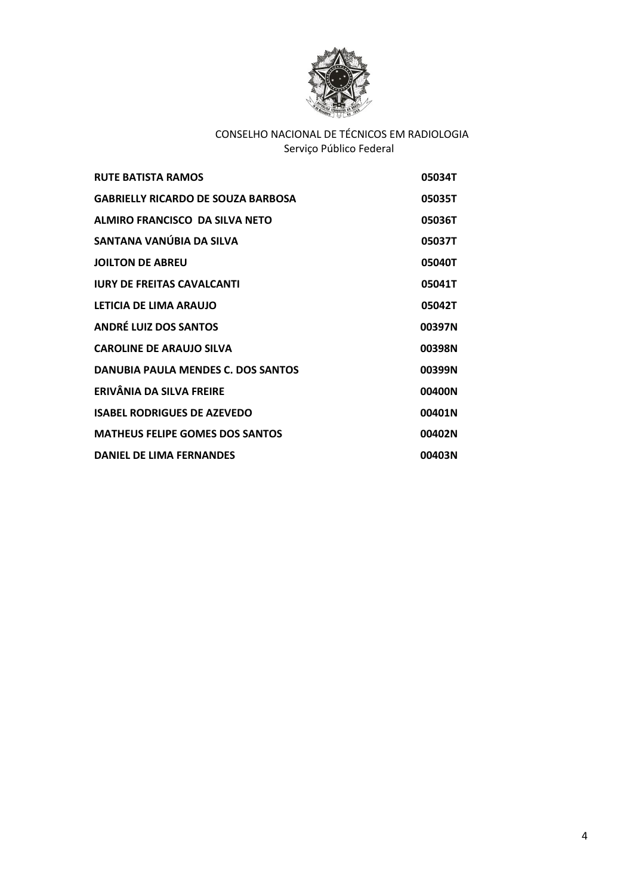CONSELHO NACIONAL DE TÉCNICOS EM RADIOLOGIA
Serviço Público Federal

| | |
|---|---|
| **RUTE BATISTA RAMOS** | **05034T** |
| **GABRIELLY RICARDO DE SOUZA BARBOSA** | **05035T** |
| **ALMIRO FRANCISCO DA SILVA NETO** | **05036T** |
| **SANTANA VANÚBIA DA SILVA** | **05037T** |
| **JOILTON DE ABREU** | **05040T** |
| **IURY DE FREITAS CAVALCANTI** | **05041T** |
| **LETICIA DE LIMA ARAUJO** | **05042T** |
| **ANDRÉ LUIZ DOS SANTOS** | **00397N** |
| **CAROLINE DE ARAUJO SILVA** | **00398N** |
| **DANUBIA PAULA MENDES C. DOS SANTOS** | **00399N** |
| **ERIVÂNIA DA SILVA FREIRE** | **00400N** |
| **ISABEL RODRIGUES DE AZEVEDO** | **00401N** |
| **MATHEUS FELIPE GOMES DOS SANTOS** | **00402N** |
| **DANIEL DE LIMA FERNANDES** | **00403N** |